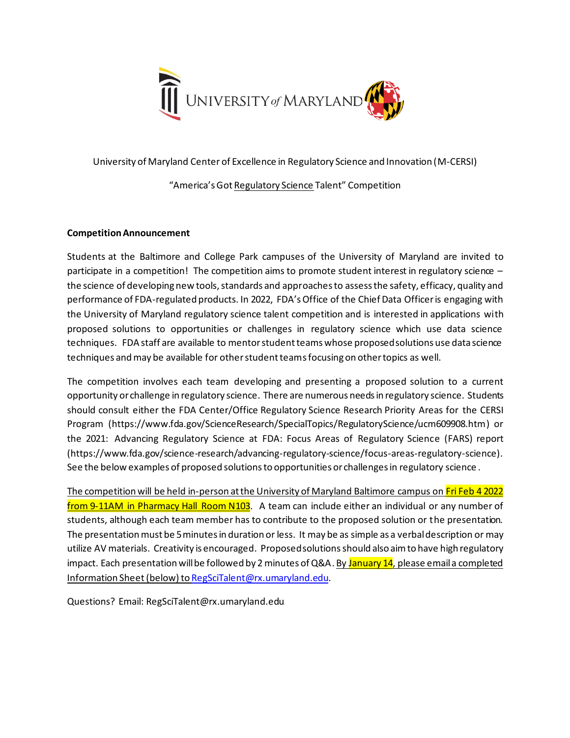UNIVERSITY of MARYLAND

University of Maryland Center of Excellence in Regulatory Science and Innovation (M-CERSI)

"America's Got Regulatory Science Talent" Competition

**Competition Announcement**

Students at the Baltimore and College Park campuses of the University of Maryland are invited to participate in a competition! The competition aims to promote student interest in regulatory science – the science of developing new tools, standards and approaches to assess the safety, efficacy, quality and performance of FDA-regulated products. In 2022, FDA's Office of the Chief Data Officer is engaging with the University of Maryland regulatory science talent competition and is interested in applications with proposed solutions to opportunities or challenges in regulatory science which use data science techniques. FDA staff are available to mentor student teams whose proposed solutions use data science techniques and may be available for other student teams focusing on other topics as well.

The competition involves each team developing and presenting a proposed solution to a current opportunity or challenge in regulatory science. There are numerous needs in regulatory science. Students should consult either the FDA Center/Office Regulatory Science Research Priority Areas for the CERSI Program (https://www.fda.gov/ScienceResearch/SpecialTopics/RegulatoryScience/ucm609908.htm) or the 2021: Advancing Regulatory Science at FDA: Focus Areas of Regulatory Science (FARS) report (https://www.fda.gov/science-research/advancing-regulatory-science/focus-areas-regulatory-science). See the below examples of proposed solutions to opportunities or challenges in regulatory science.

The competition will be held in-person at the University of Maryland Baltimore campus on Fri Feb 4 2022 from 9-11AM in Pharmacy Hall Room N103. A team can include either an individual or any number of students, although each team member has to contribute to the proposed solution or the presentation. The presentation must be 5 minutes in duration or less. It may be as simple as a verbal description or may utilize AV materials. Creativity is encouraged. Proposed solutions should also aim to have high regulatory impact. Each presentation will be followed by 2 minutes of Q&A. By January 14, please email a completed Information Sheet (below) to RegSciTalent@rx.umaryland.edu.

Questions? Email: RegSciTalent@rx.umaryland.edu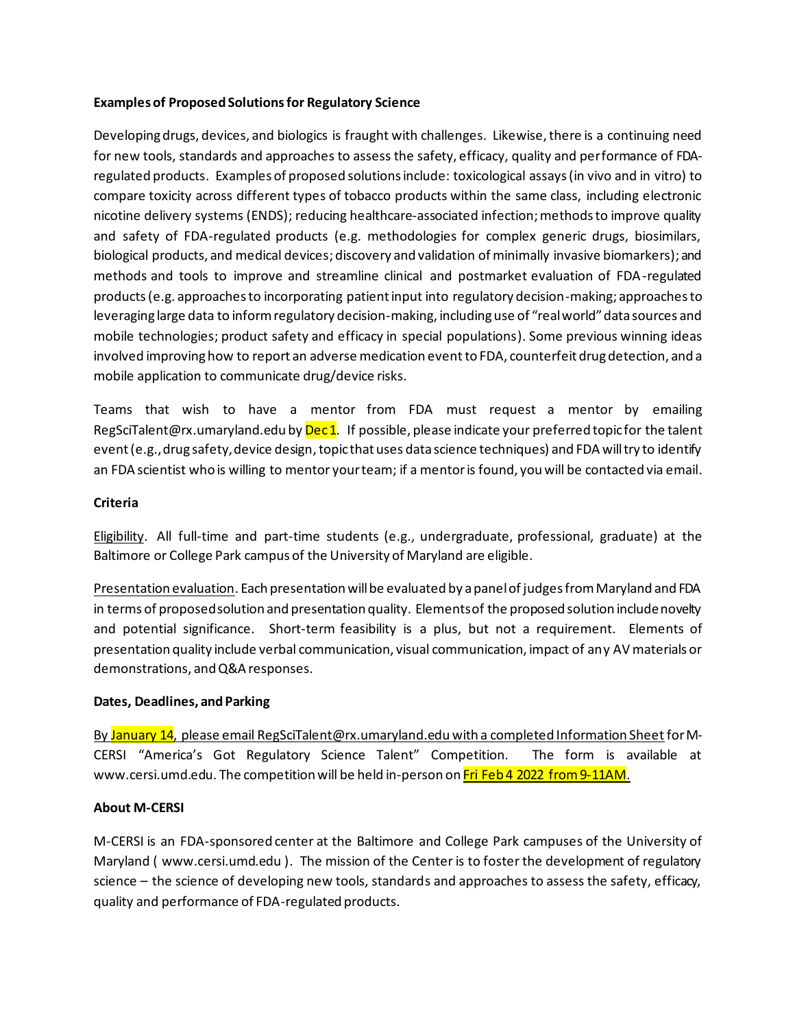**Examples of Proposed Solutions for Regulatory Science**

Developing drugs, devices, and biologics is fraught with challenges. Likewise, there is a continuing need for new tools, standards and approaches to assess the safety, efficacy, quality and performance of FDA-regulated products. Examples of proposed solutions include: toxicological assays (in vivo and in vitro) to compare toxicity across different types of tobacco products within the same class, including electronic nicotine delivery systems (ENDS); reducing healthcare-associated infection; methods to improve quality and safety of FDA-regulated products (e.g. methodologies for complex generic drugs, biosimilars, biological products, and medical devices; discovery and validation of minimally invasive biomarkers); and methods and tools to improve and streamline clinical and postmarket evaluation of FDA-regulated products (e.g. approaches to incorporating patient input into regulatory decision-making; approaches to leveraging large data to inform regulatory decision-making, including use of "real world" data sources and mobile technologies; product safety and efficacy in special populations). Some previous winning ideas involved improving how to report an adverse medication event to FDA, counterfeit drug detection, and a mobile application to communicate drug/device risks.

Teams that wish to have a mentor from FDA must request a mentor by emailing RegSciTalent@rx.umaryland.edu by Dec 1. If possible, please indicate your preferred topic for the talent event (e.g., drug safety, device design, topic that uses data science techniques) and FDA will try to identify an FDA scientist who is willing to mentor your team; if a mentor is found, you will be contacted via email.

**Criteria**

Eligibility. All full-time and part-time students (e.g., undergraduate, professional, graduate) at the Baltimore or College Park campus of the University of Maryland are eligible.

Presentation evaluation. Each presentation will be evaluated by a panel of judges from Maryland and FDA in terms of proposed solution and presentation quality. Elements of the proposed solution include novelty and potential significance. Short-term feasibility is a plus, but not a requirement. Elements of presentation quality include verbal communication, visual communication, impact of any AV materials or demonstrations, and Q&A responses.

**Dates, Deadlines, and Parking**

By January 14, please email RegSciTalent@rx.umaryland.edu with a completed Information Sheet for M-CERSI "America's Got Regulatory Science Talent" Competition. The form is available at www.cersi.umd.edu. The competition will be held in-person on Fri Feb 4 2022 from 9-11AM.

**About M-CERSI**

M-CERSI is an FDA-sponsored center at the Baltimore and College Park campuses of the University of Maryland ( www.cersi.umd.edu ). The mission of the Center is to foster the development of regulatory science – the science of developing new tools, standards and approaches to assess the safety, efficacy, quality and performance of FDA-regulated products.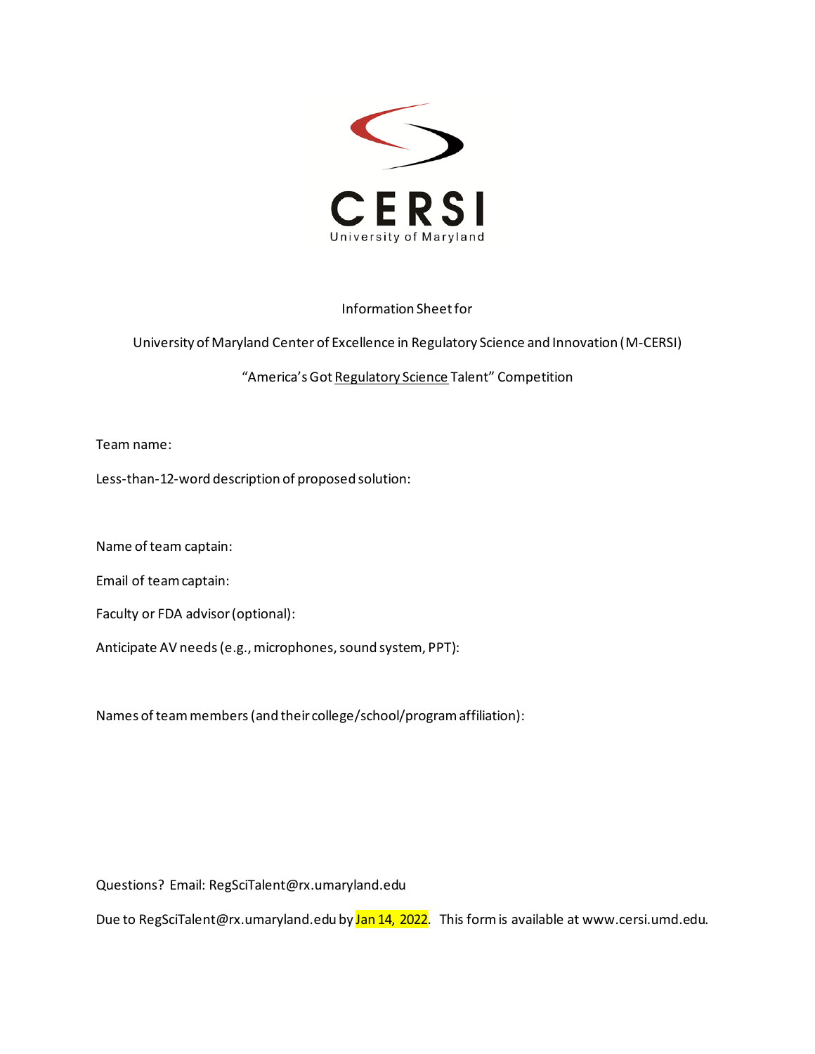CERSI

University of Maryland

Information Sheet for

University of Maryland Center of Excellence in Regulatory Science and Innovation (M-CERSI)

"America's Got Regulatory Science Talent" Competition

Team name:

Less-than-12-word description of proposed solution:

Name of team captain:

Email of team captain:

Faculty or FDA advisor (optional):

Anticipate AV needs (e.g., microphones, sound system, PPT):

Names of team members (and their college/school/program affiliation):

Questions? Email: RegSciTalent@rx.umaryland.edu

Due to RegSciTalent@rx.umaryland.edu by Jan 14, 2022. This form is available at www.cersi.umd.edu.